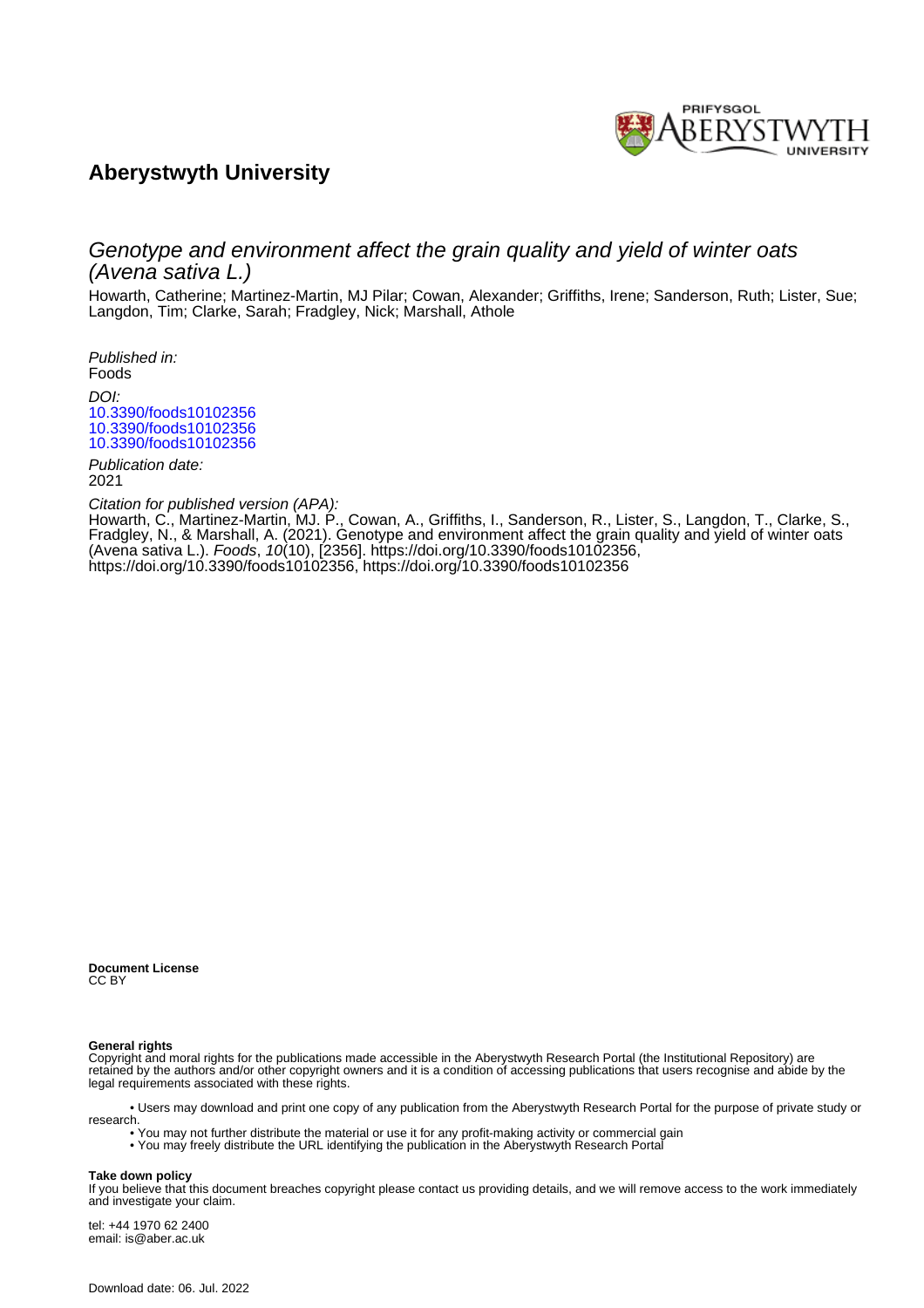# Aberystwyth University

## Genotype and environment affect the grain quality and yield of winter oats (Avena sativa L.)

Howarth, Catherine; Martinez-Martin, MJ Pilar; Cowan, Alexander; Griffiths, Irene; Sanderson, Ruth; Lister, Sue; Langdon, Tim; Clarke, Sarah; Fradgley, Nick; Marshall, Athole

*Published in:*
Foods

*DOI:*
10.3390/foods10102356
10.3390/foods10102356
10.3390/foods10102356

*Publication date:*
2021

*Citation for published version (APA):*
Howarth, C., Martinez-Martin, MJ. P., Cowan, A., Griffiths, I., Sanderson, R., Lister, S., Langdon, T., Clarke, S., Fradgley, N., & Marshall, A. (2021). Genotype and environment affect the grain quality and yield of winter oats (Avena sativa L.). *Foods*, *10*(10), [2356]. https://doi.org/10.3390/foods10102356, https://doi.org/10.3390/foods10102356, https://doi.org/10.3390/foods10102356

**Document License**
CC BY

**General rights**
Copyright and moral rights for the publications made accessible in the Aberystwyth Research Portal (the Institutional Repository) are retained by the authors and/or other copyright owners and it is a condition of accessing publications that users recognise and abide by the legal requirements associated with these rights.

- Users may download and print one copy of any publication from the Aberystwyth Research Portal for the purpose of private study or research.
- You may not further distribute the material or use it for any profit-making activity or commercial gain
- You may freely distribute the URL identifying the publication in the Aberystwyth Research Portal

**Take down policy**
If you believe that this document breaches copyright please contact us providing details, and we will remove access to the work immediately and investigate your claim.

tel: +44 1970 62 2400
email: is@aber.ac.uk

Download date: 06. Jul. 2022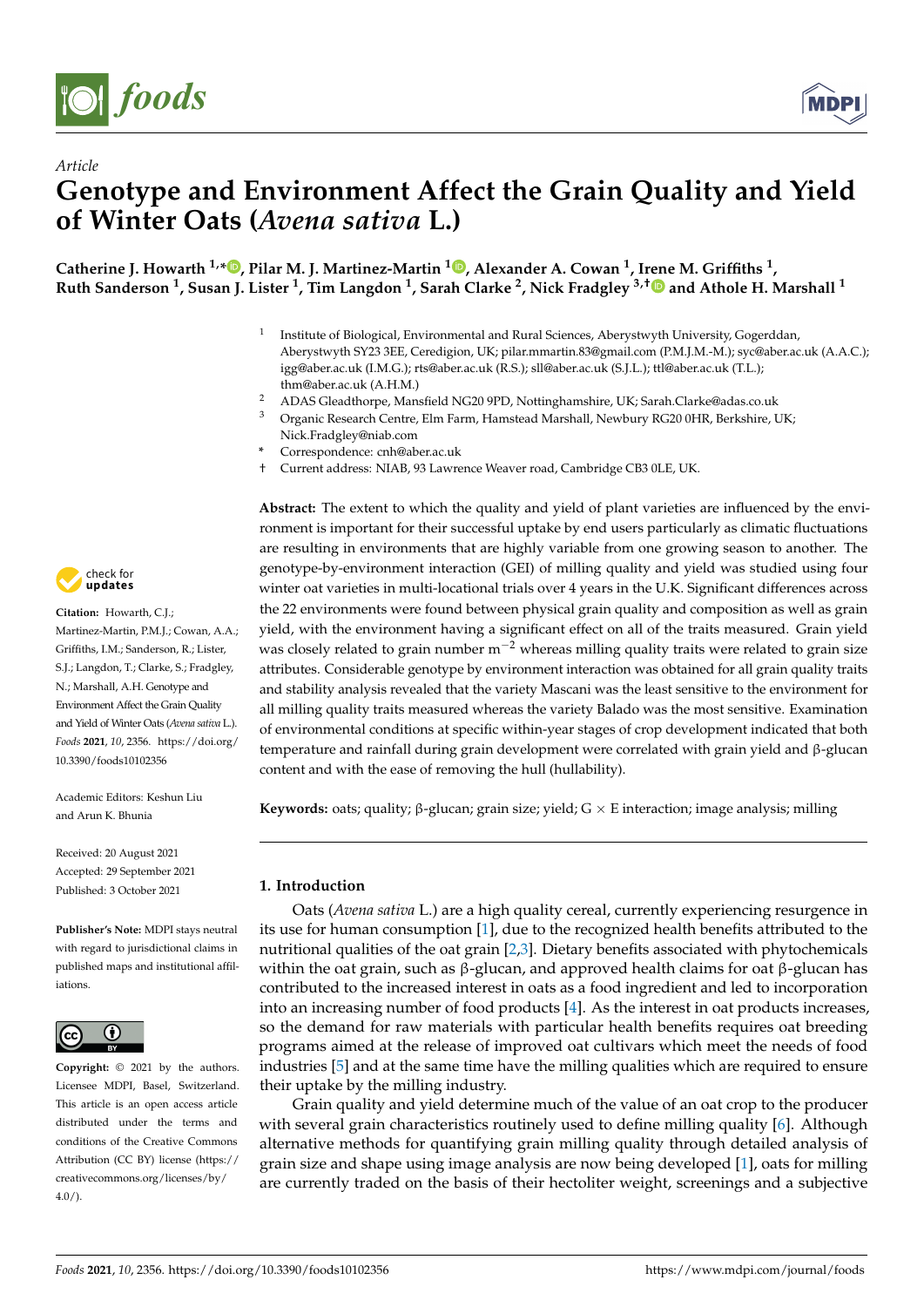Article

# Genotype and Environment Affect the Grain Quality and Yield of Winter Oats (*Avena sativa* L.)

**Catherine J. Howarth [1,*], Pilar M. J. Martinez-Martin [1], Alexander A. Cowan [1], Irene M. Griffiths [1], Ruth Sanderson [1], Susan J. Lister [1], Tim Langdon [1], Sarah Clarke [2], Nick Fradgley [3,†] and Athole H. Marshall [1]**

[1] Institute of Biological, Environmental and Rural Sciences, Aberystwyth University, Gogerddan, Aberystwyth SY23 3EE, Ceredigion, UK; pilar.mmartin.83@gmail.com (P.M.J.M.-M.); syc@aber.ac.uk (A.A.C.); igg@aber.ac.uk (I.M.G.); rts@aber.ac.uk (R.S.); sll@aber.ac.uk (S.J.L.); ttl@aber.ac.uk (T.L.); thm@aber.ac.uk (A.H.M.)

[2] ADAS Gleadthorpe, Mansfield NG20 9PD, Nottinghamshire, UK; Sarah.Clarke@adas.co.uk

[3] Organic Research Centre, Elm Farm, Hamstead Marshall, Newbury RG20 0RH, Berkshire, UK; Nick.Fradgley@niab.com

\* Correspondence: cnh@aber.ac.uk

† Current address: NIAB, 93 Lawrence Weaver road, Cambridge CB3 0LE, UK.

**Abstract:** The extent to which the quality and yield of plant varieties are influenced by the environment is important for their successful uptake by end users particularly as climatic fluctuations are resulting in environments that are highly variable from one growing season to another. The genotype-by-environment interaction (GEI) of milling quality and yield was studied using four winter oat varieties in multi-locational trials over 4 years in the U.K. Significant differences across the 22 environments were found between physical grain quality and composition as well as grain yield, with the environment having a significant effect on all of the traits measured. Grain yield was closely related to grain number $m^{-2}$ whereas milling quality traits were related to grain size attributes. Considerable genotype by environment interaction was obtained for all grain quality traits and stability analysis revealed that the variety Mascani was the least sensitive to the environment for all milling quality traits measured whereas the variety Balado was the most sensitive. Examination of environmental conditions at specific within-year stages of crop development indicated that both temperature and rainfall during grain development were correlated with grain yield and β-glucan content and with the ease of removing the hull (hullability).

**Keywords:** oats; quality; β-glucan; grain size; yield; G × E interaction; image analysis; milling

**Citation:** Howarth, C.J.; Martinez-Martin, P.M.J.; Cowan, A.A.; Griffiths, I.M.; Sanderson, R.; Lister, S.J.; Langdon, T.; Clarke, S.; Fradgley, N.; Marshall, A.H. Genotype and Environment Affect the Grain Quality and Yield of Winter Oats (*Avena sativa* L.). *Foods* **2021**, *10*, 2356. https://doi.org/10.3390/foods10102356

Academic Editors: Keshun Liu and Arun K. Bhunia

Received: 20 August 2021
Accepted: 29 September 2021
Published: 3 October 2021

**Publisher's Note:** MDPI stays neutral with regard to jurisdictional claims in published maps and institutional affiliations.

**Copyright:** © 2021 by the authors. Licensee MDPI, Basel, Switzerland. This article is an open access article distributed under the terms and conditions of the Creative Commons Attribution (CC BY) license (https://creativecommons.org/licenses/by/4.0/).

## 1. Introduction

Oats (*Avena sativa* L.) are a high quality cereal, currently experiencing resurgence in its use for human consumption [1], due to the recognized health benefits attributed to the nutritional qualities of the oat grain [2,3]. Dietary benefits associated with phytochemicals within the oat grain, such as β-glucan, and approved health claims for oat β-glucan has contributed to the increased interest in oats as a food ingredient and led to incorporation into an increasing number of food products [4]. As the interest in oat products increases, so the demand for raw materials with particular health benefits requires oat breeding programs aimed at the release of improved oat cultivars which meet the needs of food industries [5] and at the same time have the milling qualities which are required to ensure their uptake by the milling industry.

Grain quality and yield determine much of the value of an oat crop to the producer with several grain characteristics routinely used to define milling quality [6]. Although alternative methods for quantifying grain milling quality through detailed analysis of grain size and shape using image analysis are now being developed [1], oats for milling are currently traded on the basis of their hectoliter weight, screenings and a subjective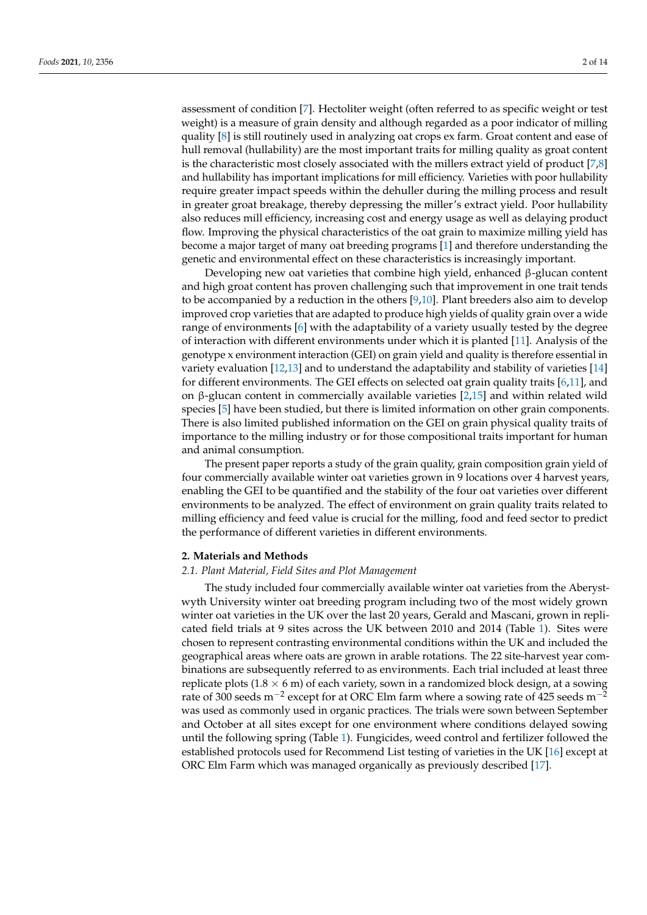assessment of condition [7]. Hectoliter weight (often referred to as specific weight or test weight) is a measure of grain density and although regarded as a poor indicator of milling quality [8] is still routinely used in analyzing oat crops ex farm. Groat content and ease of hull removal (hullability) are the most important traits for milling quality as groat content is the characteristic most closely associated with the millers extract yield of product [7,8] and hullability has important implications for mill efficiency. Varieties with poor hullability require greater impact speeds within the dehuller during the milling process and result in greater groat breakage, thereby depressing the miller's extract yield. Poor hullability also reduces mill efficiency, increasing cost and energy usage as well as delaying product flow. Improving the physical characteristics of the oat grain to maximize milling yield has become a major target of many oat breeding programs [1] and therefore understanding the genetic and environmental effect on these characteristics is increasingly important.

Developing new oat varieties that combine high yield, enhanced β-glucan content and high groat content has proven challenging such that improvement in one trait tends to be accompanied by a reduction in the others [9,10]. Plant breeders also aim to develop improved crop varieties that are adapted to produce high yields of quality grain over a wide range of environments [6] with the adaptability of a variety usually tested by the degree of interaction with different environments under which it is planted [11]. Analysis of the genotype x environment interaction (GEI) on grain yield and quality is therefore essential in variety evaluation [12,13] and to understand the adaptability and stability of varieties [14] for different environments. The GEI effects on selected oat grain quality traits [6,11], and on β-glucan content in commercially available varieties [2,15] and within related wild species [5] have been studied, but there is limited information on other grain components. There is also limited published information on the GEI on grain physical quality traits of importance to the milling industry or for those compositional traits important for human and animal consumption.

The present paper reports a study of the grain quality, grain composition grain yield of four commercially available winter oat varieties grown in 9 locations over 4 harvest years, enabling the GEI to be quantified and the stability of the four oat varieties over different environments to be analyzed. The effect of environment on grain quality traits related to milling efficiency and feed value is crucial for the milling, food and feed sector to predict the performance of different varieties in different environments.

## 2. Materials and Methods

### *2.1. Plant Material, Field Sites and Plot Management*

The study included four commercially available winter oat varieties from the Aberystwyth University winter oat breeding program including two of the most widely grown winter oat varieties in the UK over the last 20 years, Gerald and Mascani, grown in replicated field trials at 9 sites across the UK between 2010 and 2014 (Table 1). Sites were chosen to represent contrasting environmental conditions within the UK and included the geographical areas where oats are grown in arable rotations. The 22 site-harvest year combinations are subsequently referred to as environments. Each trial included at least three replicate plots (1.8 × 6 m) of each variety, sown in a randomized block design, at a sowing rate of 300 seeds $m^{-2}$ except for at ORC Elm farm where a sowing rate of 425 seeds $m^{-2}$ was used as commonly used in organic practices. The trials were sown between September and October at all sites except for one environment where conditions delayed sowing until the following spring (Table 1). Fungicides, weed control and fertilizer followed the established protocols used for Recommend List testing of varieties in the UK [16] except at ORC Elm Farm which was managed organically as previously described [17].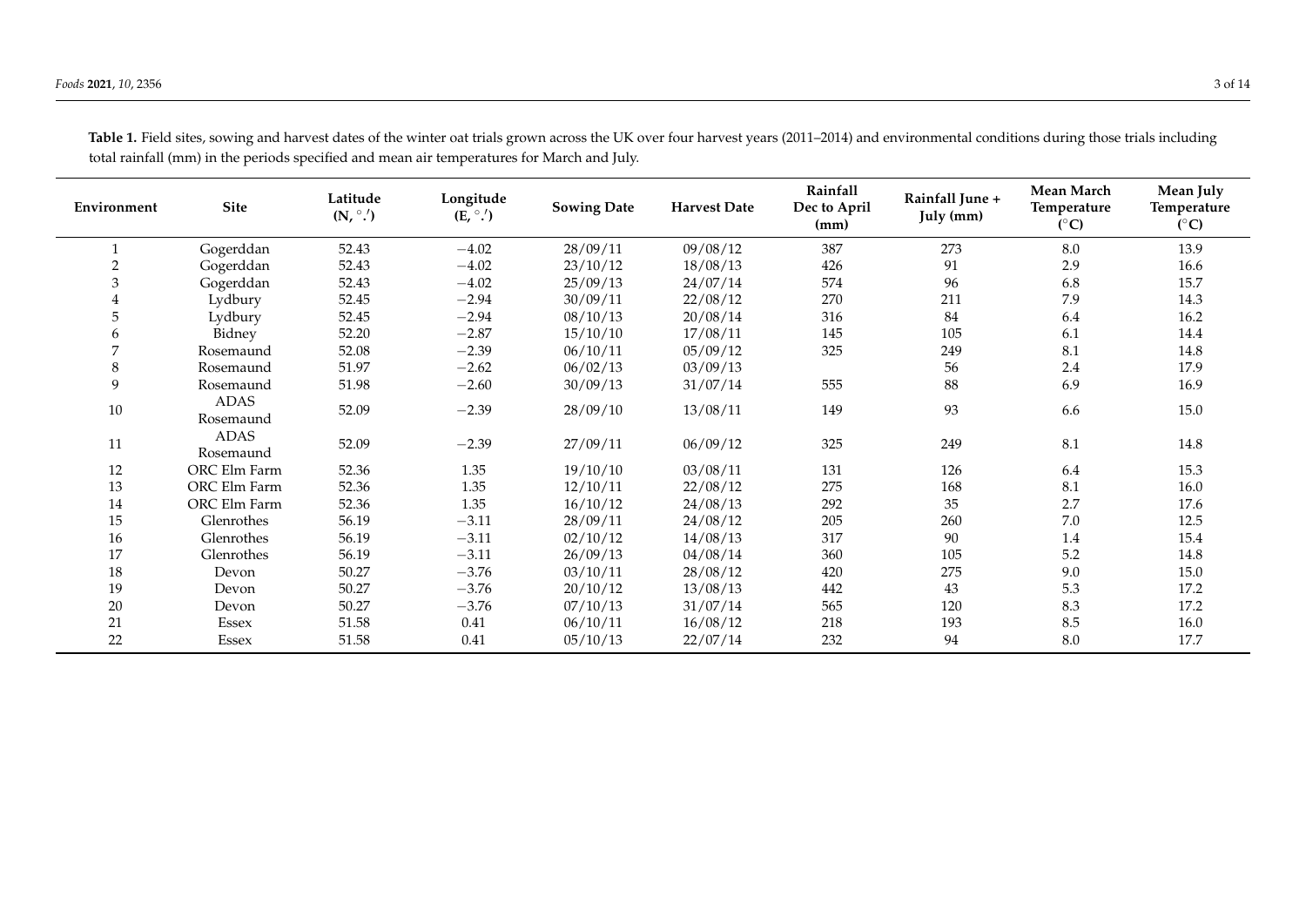**Table 1.** Field sites, sowing and harvest dates of the winter oat trials grown across the UK over four harvest years (2011–2014) and environmental conditions during those trials including total rainfall (mm) in the periods specified and mean air temperatures for March and July.

| Environment | Site | Latitude (N, °.′) | Longitude (E, °.′) | Sowing Date | Harvest Date | Rainfall Dec to April (mm) | Rainfall June + July (mm) | Mean March Temperature (°C) | Mean July Temperature (°C) |
|---|---|---|---|---|---|---|---|---|---|
| 1 | Gogerddan | 52.43 | −4.02 | 28/09/11 | 09/08/12 | 387 | 273 | 8.0 | 13.9 |
| 2 | Gogerddan | 52.43 | −4.02 | 23/10/12 | 18/08/13 | 426 | 91 | 2.9 | 16.6 |
| 3 | Gogerddan | 52.43 | −4.02 | 25/09/13 | 24/07/14 | 574 | 96 | 6.8 | 15.7 |
| 4 | Lydbury | 52.45 | −2.94 | 30/09/11 | 22/08/12 | 270 | 211 | 7.9 | 14.3 |
| 5 | Lydbury | 52.45 | −2.94 | 08/10/13 | 20/08/14 | 316 | 84 | 6.4 | 16.2 |
| 6 | Bidney | 52.20 | −2.87 | 15/10/10 | 17/08/11 | 145 | 105 | 6.1 | 14.4 |
| 7 | Rosemaund | 52.08 | −2.39 | 06/10/11 | 05/09/12 | 325 | 249 | 8.1 | 14.8 |
| 8 | Rosemaund | 51.97 | −2.62 | 06/02/13 | 03/09/13 | | 56 | 2.4 | 17.9 |
| 9 | Rosemaund | 51.98 | −2.60 | 30/09/13 | 31/07/14 | 555 | 88 | 6.9 | 16.9 |
| 10 | ADAS Rosemaund | 52.09 | −2.39 | 28/09/10 | 13/08/11 | 149 | 93 | 6.6 | 15.0 |
| 11 | ADAS Rosemaund | 52.09 | −2.39 | 27/09/11 | 06/09/12 | 325 | 249 | 8.1 | 14.8 |
| 12 | ORC Elm Farm | 52.36 | 1.35 | 19/10/10 | 03/08/11 | 131 | 126 | 6.4 | 15.3 |
| 13 | ORC Elm Farm | 52.36 | 1.35 | 12/10/11 | 22/08/12 | 275 | 168 | 8.1 | 16.0 |
| 14 | ORC Elm Farm | 52.36 | 1.35 | 16/10/12 | 24/08/13 | 292 | 35 | 2.7 | 17.6 |
| 15 | Glenrothes | 56.19 | −3.11 | 28/09/11 | 24/08/12 | 205 | 260 | 7.0 | 12.5 |
| 16 | Glenrothes | 56.19 | −3.11 | 02/10/12 | 14/08/13 | 317 | 90 | 1.4 | 15.4 |
| 17 | Glenrothes | 56.19 | −3.11 | 26/09/13 | 04/08/14 | 360 | 105 | 5.2 | 14.8 |
| 18 | Devon | 50.27 | −3.76 | 03/10/11 | 28/08/12 | 420 | 275 | 9.0 | 15.0 |
| 19 | Devon | 50.27 | −3.76 | 20/10/12 | 13/08/13 | 442 | 43 | 5.3 | 17.2 |
| 20 | Devon | 50.27 | −3.76 | 07/10/13 | 31/07/14 | 565 | 120 | 8.3 | 17.2 |
| 21 | Essex | 51.58 | 0.41 | 06/10/11 | 16/08/12 | 218 | 193 | 8.5 | 16.0 |
| 22 | Essex | 51.58 | 0.41 | 05/10/13 | 22/07/14 | 232 | 94 | 8.0 | 17.7 |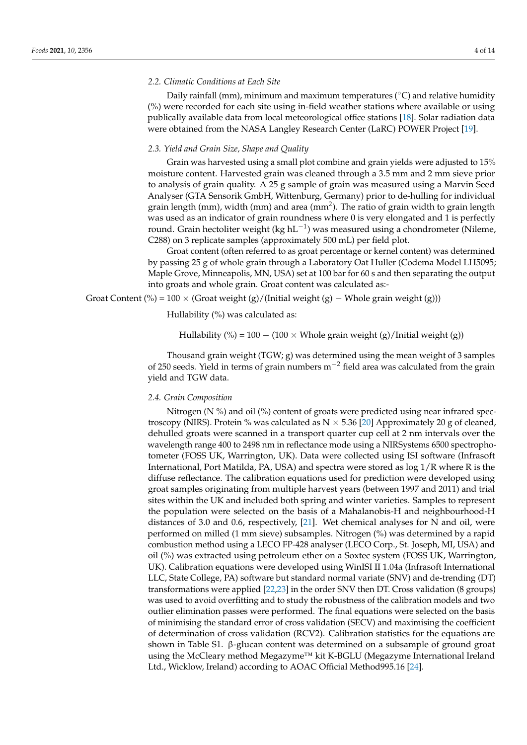### 2.2. Climatic Conditions at Each Site

Daily rainfall (mm), minimum and maximum temperatures (°C) and relative humidity (%) were recorded for each site using in-field weather stations where available or using publically available data from local meteorological office stations [18]. Solar radiation data were obtained from the NASA Langley Research Center (LaRC) POWER Project [19].

### 2.3. Yield and Grain Size, Shape and Quality

Grain was harvested using a small plot combine and grain yields were adjusted to 15% moisture content. Harvested grain was cleaned through a 3.5 mm and 2 mm sieve prior to analysis of grain quality. A 25 g sample of grain was measured using a Marvin Seed Analyser (GTA Sensorik GmbH, Wittenburg, Germany) prior to de-hulling for individual grain length (mm), width (mm) and area ($mm^2$). The ratio of grain width to grain length was used as an indicator of grain roundness where 0 is very elongated and 1 is perfectly round. Grain hectoliter weight (kg $hL^{-1}$) was measured using a chondrometer (Nileme, C288) on 3 replicate samples (approximately 500 mL) per field plot.

Groat content (often referred to as groat percentage or kernel content) was determined by passing 25 g of whole grain through a Laboratory Oat Huller (Codema Model LH5095; Maple Grove, Minneapolis, MN, USA) set at 100 bar for 60 s and then separating the output into groats and whole grain. Groat content was calculated as:-

$$\text{Groat Content (\%)} = 100 \times (\text{Groat weight (g)}/(\text{Initial weight (g)} - \text{Whole grain weight (g)}))$$

Hullability (%) was calculated as:

$$\text{Hullability (\%)} = 100 - (100 \times \text{Whole grain weight (g)}/\text{Initial weight (g)})$$

Thousand grain weight (TGW; g) was determined using the mean weight of 3 samples of 250 seeds. Yield in terms of grain numbers $m^{-2}$ field area was calculated from the grain yield and TGW data.

### 2.4. Grain Composition

Nitrogen (N %) and oil (%) content of groats were predicted using near infrared spectroscopy (NIRS). Protein % was calculated as N × 5.36 [20] Approximately 20 g of cleaned, dehulled groats were scanned in a transport quarter cup cell at 2 nm intervals over the wavelength range 400 to 2498 nm in reflectance mode using a NIRSystems 6500 spectrophotometer (FOSS UK, Warrington, UK). Data were collected using ISI software (Infrasoft International, Port Matilda, PA, USA) and spectra were stored as log 1/R where R is the diffuse reflectance. The calibration equations used for prediction were developed using groat samples originating from multiple harvest years (between 1997 and 2011) and trial sites within the UK and included both spring and winter varieties. Samples to represent the population were selected on the basis of a Mahalanobis-H and neighbourhood-H distances of 3.0 and 0.6, respectively, [21]. Wet chemical analyses for N and oil, were performed on milled (1 mm sieve) subsamples. Nitrogen (%) was determined by a rapid combustion method using a LECO FP-428 analyser (LECO Corp., St. Joseph, MI, USA) and oil (%) was extracted using petroleum ether on a Soxtec system (FOSS UK, Warrington, UK). Calibration equations were developed using WinISI II 1.04a (Infrasoft International LLC, State College, PA) software but standard normal variate (SNV) and de-trending (DT) transformations were applied [22,23] in the order SNV then DT. Cross validation (8 groups) was used to avoid overfitting and to study the robustness of the calibration models and two outlier elimination passes were performed. The final equations were selected on the basis of minimising the standard error of cross validation (SECV) and maximising the coefficient of determination of cross validation (RCV2). Calibration statistics for the equations are shown in Table S1. β-glucan content was determined on a subsample of ground groat using the McCleary method Megazyme™ kit K-BGLU (Megazyme International Ireland Ltd., Wicklow, Ireland) according to AOAC Official Method995.16 [24].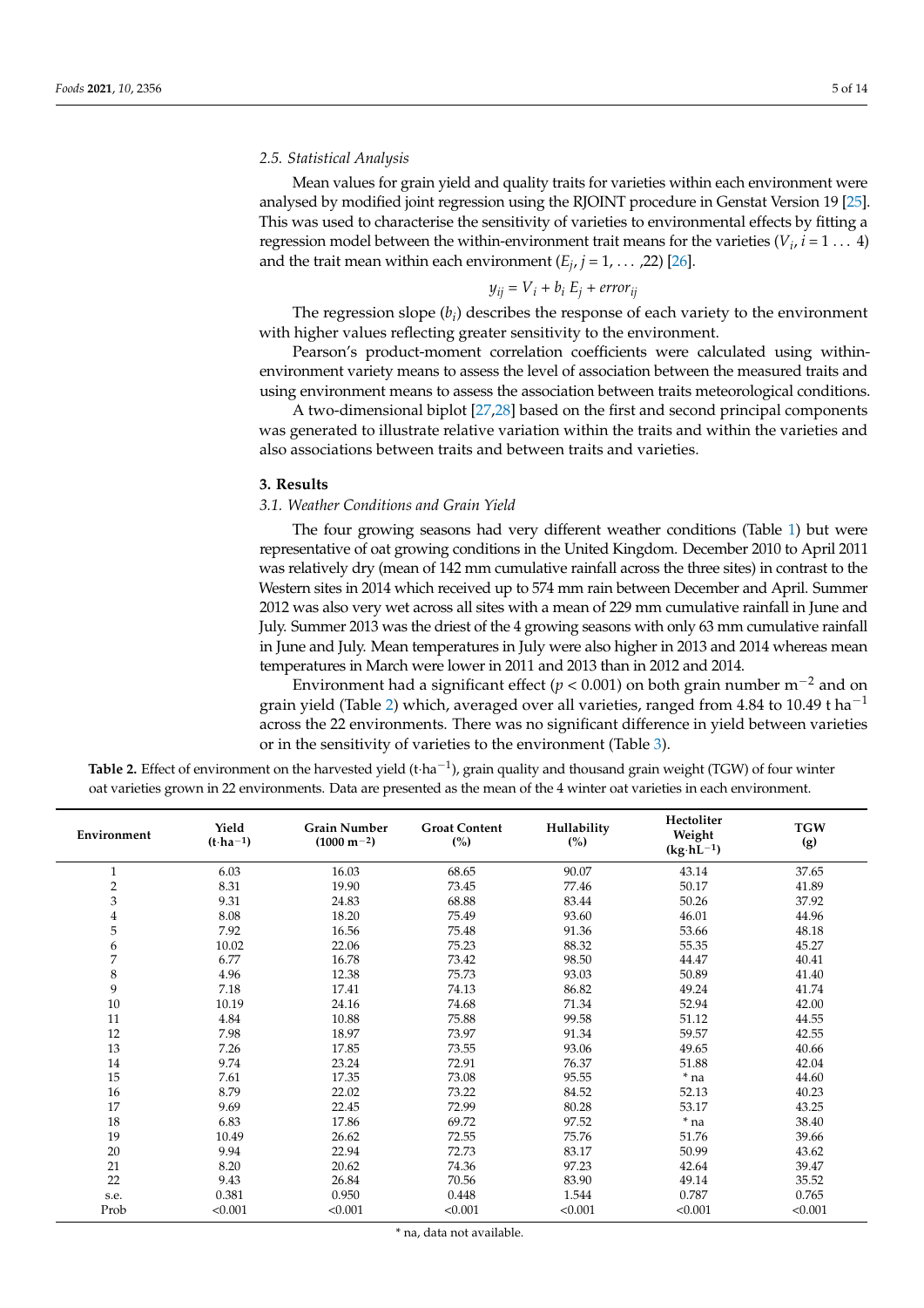### 2.5. Statistical Analysis

Mean values for grain yield and quality traits for varieties within each environment were analysed by modified joint regression using the RJOINT procedure in Genstat Version 19 [25]. This was used to characterise the sensitivity of varieties to environmental effects by fitting a regression model between the within-environment trait means for the varieties ($V_i$, $i = 1 \ldots 4$) and the trait mean within each environment ($E_j$, $j = 1, \ldots, 22$) [26].

$$y_{ij} = V_i + b_i E_j + error_{ij}$$

The regression slope ($b_i$) describes the response of each variety to the environment with higher values reflecting greater sensitivity to the environment.

Pearson's product-moment correlation coefficients were calculated using within-environment variety means to assess the level of association between the measured traits and using environment means to assess the association between traits meteorological conditions.

A two-dimensional biplot [27,28] based on the first and second principal components was generated to illustrate relative variation within the traits and within the varieties and also associations between traits and between traits and varieties.

## 3. Results

### 3.1. Weather Conditions and Grain Yield

The four growing seasons had very different weather conditions (Table 1) but were representative of oat growing conditions in the United Kingdom. December 2010 to April 2011 was relatively dry (mean of 142 mm cumulative rainfall across the three sites) in contrast to the Western sites in 2014 which received up to 574 mm rain between December and April. Summer 2012 was also very wet across all sites with a mean of 229 mm cumulative rainfall in June and July. Summer 2013 was the driest of the 4 growing seasons with only 63 mm cumulative rainfall in June and July. Mean temperatures in July were also higher in 2013 and 2014 whereas mean temperatures in March were lower in 2011 and 2013 than in 2012 and 2014.

Environment had a significant effect ($p < 0.001$) on both grain number $m^{-2}$ and on grain yield (Table 2) which, averaged over all varieties, ranged from 4.84 to 10.49 t $ha^{-1}$ across the 22 environments. There was no significant difference in yield between varieties or in the sensitivity of varieties to the environment (Table 3).

**Table 2.** Effect of environment on the harvested yield ($t \cdot ha^{-1}$), grain quality and thousand grain weight (TGW) of four winter oat varieties grown in 22 environments. Data are presented as the mean of the 4 winter oat varieties in each environment.

| Environment | Yield ($t \cdot ha^{-1}$) | Grain Number ($1000\ m^{-2}$) | Groat Content (%) | Hullability (%) | Hectoliter Weight ($kg \cdot hL^{-1}$) | TGW (g) |
|---|---|---|---|---|---|---|
| 1 | 6.03 | 16.03 | 68.65 | 90.07 | 43.14 | 37.65 |
| 2 | 8.31 | 19.90 | 73.45 | 77.46 | 50.17 | 41.89 |
| 3 | 9.31 | 24.83 | 68.88 | 83.44 | 50.26 | 37.92 |
| 4 | 8.08 | 18.20 | 75.49 | 93.60 | 46.01 | 44.96 |
| 5 | 7.92 | 16.56 | 75.48 | 91.36 | 53.66 | 48.18 |
| 6 | 10.02 | 22.06 | 75.23 | 88.32 | 55.35 | 45.27 |
| 7 | 6.77 | 16.78 | 73.42 | 98.50 | 44.47 | 40.41 |
| 8 | 4.96 | 12.38 | 75.73 | 93.03 | 50.89 | 41.40 |
| 9 | 7.18 | 17.41 | 74.13 | 86.82 | 49.24 | 41.74 |
| 10 | 10.19 | 24.16 | 74.68 | 71.34 | 52.94 | 42.00 |
| 11 | 4.84 | 10.88 | 75.88 | 99.58 | 51.12 | 44.55 |
| 12 | 7.98 | 18.97 | 73.97 | 91.34 | 59.57 | 42.55 |
| 13 | 7.26 | 17.85 | 73.55 | 93.06 | 49.65 | 40.66 |
| 14 | 9.74 | 23.24 | 72.91 | 76.37 | 51.88 | 42.04 |
| 15 | 7.61 | 17.35 | 73.08 | 95.55 | * na | 44.60 |
| 16 | 8.79 | 22.02 | 73.22 | 84.52 | 52.13 | 40.23 |
| 17 | 9.69 | 22.45 | 72.99 | 80.28 | 53.17 | 43.25 |
| 18 | 6.83 | 17.86 | 69.72 | 97.52 | * na | 38.40 |
| 19 | 10.49 | 26.62 | 72.55 | 75.76 | 51.76 | 39.66 |
| 20 | 9.94 | 22.94 | 72.73 | 83.17 | 50.99 | 43.62 |
| 21 | 8.20 | 20.62 | 74.36 | 97.23 | 42.64 | 39.47 |
| 22 | 9.43 | 26.84 | 70.56 | 83.90 | 49.14 | 35.52 |
| s.e. | 0.381 | 0.950 | 0.448 | 1.544 | 0.787 | 0.765 |
| Prob | <0.001 | <0.001 | <0.001 | <0.001 | <0.001 | <0.001 |

\* na, data not available.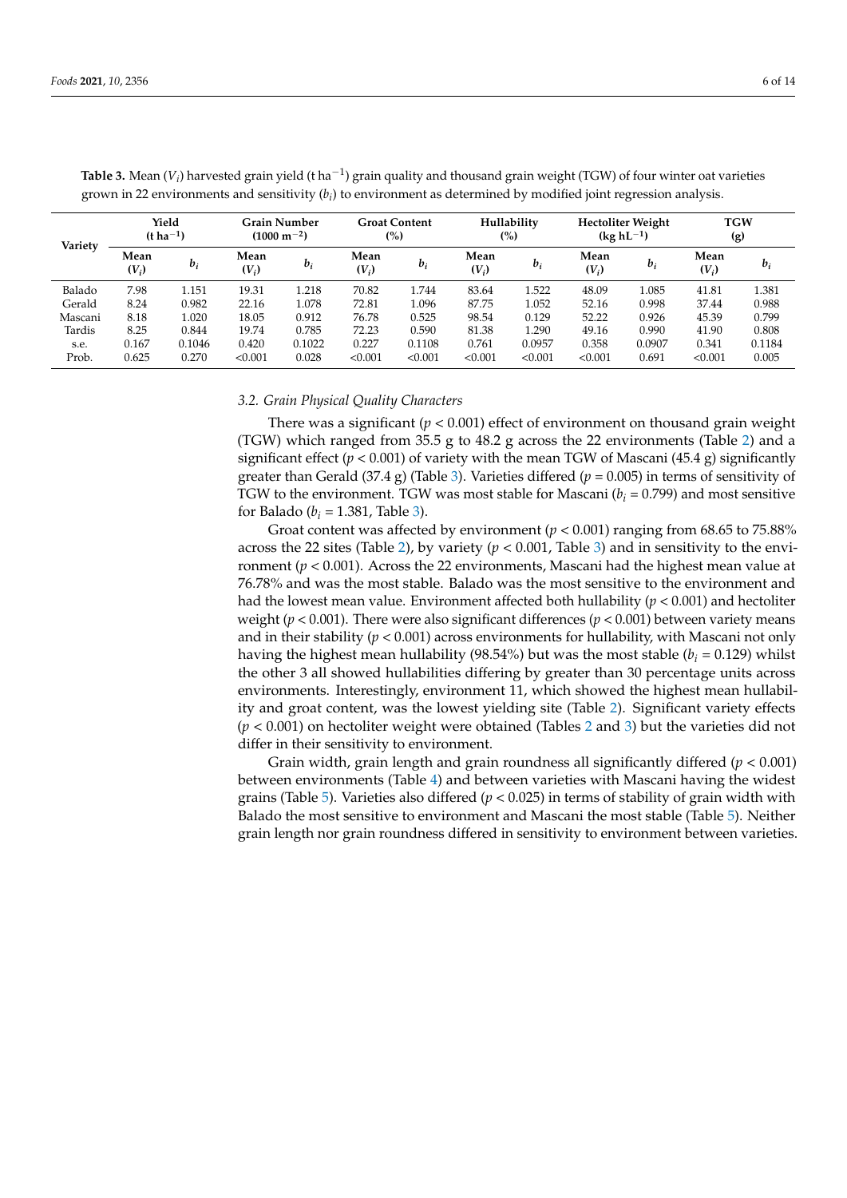**Table 3.** Mean ($V_i$) harvested grain yield (t ha$^{-1}$) grain quality and thousand grain weight (TGW) of four winter oat varieties grown in 22 environments and sensitivity ($b_i$) to environment as determined by modified joint regression analysis.

| Variety | Yield (t ha$^{-1}$) | | Grain Number (1000 m$^{-2}$) | | Groat Content (%) | | Hullability (%) | | Hectoliter Weight (kg hL$^{-1}$) | | TGW (g) | |
|---|---|---|---|---|---|---|---|---|---|---|---|---|
| | Mean ($V_i$) | $b_i$ | Mean ($V_i$) | $b_i$ | Mean ($V_i$) | $b_i$ | Mean ($V_i$) | $b_i$ | Mean ($V_i$) | $b_i$ | Mean ($V_i$) | $b_i$ |
| Balado | 7.98 | 1.151 | 19.31 | 1.218 | 70.82 | 1.744 | 83.64 | 1.522 | 48.09 | 1.085 | 41.81 | 1.381 |
| Gerald | 8.24 | 0.982 | 22.16 | 1.078 | 72.81 | 1.096 | 87.75 | 1.052 | 52.16 | 0.998 | 37.44 | 0.988 |
| Mascani | 8.18 | 1.020 | 18.05 | 0.912 | 76.78 | 0.525 | 98.54 | 0.129 | 52.22 | 0.926 | 45.39 | 0.799 |
| Tardis | 8.25 | 0.844 | 19.74 | 0.785 | 72.23 | 0.590 | 81.38 | 1.290 | 49.16 | 0.990 | 41.90 | 0.808 |
| s.e. | 0.167 | 0.1046 | 0.420 | 0.1022 | 0.227 | 0.1108 | 0.761 | 0.0957 | 0.358 | 0.0907 | 0.341 | 0.1184 |
| Prob. | 0.625 | 0.270 | <0.001 | 0.028 | <0.001 | <0.001 | <0.001 | <0.001 | <0.001 | 0.691 | <0.001 | 0.005 |

### 3.2. Grain Physical Quality Characters

There was a significant ($p < 0.001$) effect of environment on thousand grain weight (TGW) which ranged from 35.5 g to 48.2 g across the 22 environments (Table 2) and a significant effect ($p < 0.001$) of variety with the mean TGW of Mascani (45.4 g) significantly greater than Gerald (37.4 g) (Table 3). Varieties differed ($p = 0.005$) in terms of sensitivity of TGW to the environment. TGW was most stable for Mascani ($b_i = 0.799$) and most sensitive for Balado ($b_i = 1.381$, Table 3).

Groat content was affected by environment ($p < 0.001$) ranging from 68.65 to 75.88% across the 22 sites (Table 2), by variety ($p < 0.001$, Table 3) and in sensitivity to the environment ($p < 0.001$). Across the 22 environments, Mascani had the highest mean value at 76.78% and was the most stable. Balado was the most sensitive to the environment and had the lowest mean value. Environment affected both hullability ($p < 0.001$) and hectoliter weight ($p < 0.001$). There were also significant differences ($p < 0.001$) between variety means and in their stability ($p < 0.001$) across environments for hullability, with Mascani not only having the highest mean hullability (98.54%) but was the most stable ($b_i = 0.129$) whilst the other 3 all showed hullabilities differing by greater than 30 percentage units across environments. Interestingly, environment 11, which showed the highest mean hullability and groat content, was the lowest yielding site (Table 2). Significant variety effects ($p < 0.001$) on hectoliter weight were obtained (Tables 2 and 3) but the varieties did not differ in their sensitivity to environment.

Grain width, grain length and grain roundness all significantly differed ($p < 0.001$) between environments (Table 4) and between varieties with Mascani having the widest grains (Table 5). Varieties also differed ($p < 0.025$) in terms of stability of grain width with Balado the most sensitive to environment and Mascani the most stable (Table 5). Neither grain length nor grain roundness differed in sensitivity to environment between varieties.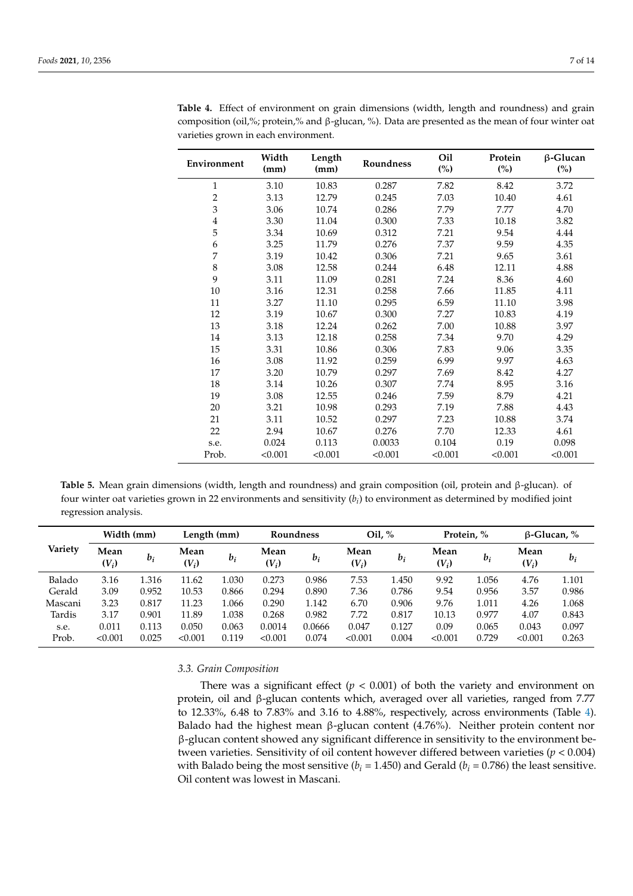**Table 4.** Effect of environment on grain dimensions (width, length and roundness) and grain composition (oil,%; protein,% and β-glucan, %). Data are presented as the mean of four winter oat varieties grown in each environment.

| Environment | Width (mm) | Length (mm) | Roundness | Oil (%) | Protein (%) | β-Glucan (%) |
|---|---|---|---|---|---|---|
| 1 | 3.10 | 10.83 | 0.287 | 7.82 | 8.42 | 3.72 |
| 2 | 3.13 | 12.79 | 0.245 | 7.03 | 10.40 | 4.61 |
| 3 | 3.06 | 10.74 | 0.286 | 7.79 | 7.77 | 4.70 |
| 4 | 3.30 | 11.04 | 0.300 | 7.33 | 10.18 | 3.82 |
| 5 | 3.34 | 10.69 | 0.312 | 7.21 | 9.54 | 4.44 |
| 6 | 3.25 | 11.79 | 0.276 | 7.37 | 9.59 | 4.35 |
| 7 | 3.19 | 10.42 | 0.306 | 7.21 | 9.65 | 3.61 |
| 8 | 3.08 | 12.58 | 0.244 | 6.48 | 12.11 | 4.88 |
| 9 | 3.11 | 11.09 | 0.281 | 7.24 | 8.36 | 4.60 |
| 10 | 3.16 | 12.31 | 0.258 | 7.66 | 11.85 | 4.11 |
| 11 | 3.27 | 11.10 | 0.295 | 6.59 | 11.10 | 3.98 |
| 12 | 3.19 | 10.67 | 0.300 | 7.27 | 10.83 | 4.19 |
| 13 | 3.18 | 12.24 | 0.262 | 7.00 | 10.88 | 3.97 |
| 14 | 3.13 | 12.18 | 0.258 | 7.34 | 9.70 | 4.29 |
| 15 | 3.31 | 10.86 | 0.306 | 7.83 | 9.06 | 3.35 |
| 16 | 3.08 | 11.92 | 0.259 | 6.99 | 9.97 | 4.63 |
| 17 | 3.20 | 10.79 | 0.297 | 7.69 | 8.42 | 4.27 |
| 18 | 3.14 | 10.26 | 0.307 | 7.74 | 8.95 | 3.16 |
| 19 | 3.08 | 12.55 | 0.246 | 7.59 | 8.79 | 4.21 |
| 20 | 3.21 | 10.98 | 0.293 | 7.19 | 7.88 | 4.43 |
| 21 | 3.11 | 10.52 | 0.297 | 7.23 | 10.88 | 3.74 |
| 22 | 2.94 | 10.67 | 0.276 | 7.70 | 12.33 | 4.61 |
| s.e. | 0.024 | 0.113 | 0.0033 | 0.104 | 0.19 | 0.098 |
| Prob. | <0.001 | <0.001 | <0.001 | <0.001 | <0.001 | <0.001 |

**Table 5.** Mean grain dimensions (width, length and roundness) and grain composition (oil, protein and β-glucan). of four winter oat varieties grown in 22 environments and sensitivity ($b_i$) to environment as determined by modified joint regression analysis.

| Variety | Width (mm) | | Length (mm) | | Roundness | | Oil, % | | Protein, % | | β-Glucan, % | |
|---|---|---|---|---|---|---|---|---|---|---|---|---|
| | Mean ($V_i$) | $b_i$ | Mean ($V_i$) | $b_i$ | Mean ($V_i$) | $b_i$ | Mean ($V_i$) | $b_i$ | Mean ($V_i$) | $b_i$ | Mean ($V_i$) | $b_i$ |
| Balado | 3.16 | 1.316 | 11.62 | 1.030 | 0.273 | 0.986 | 7.53 | 1.450 | 9.92 | 1.056 | 4.76 | 1.101 |
| Gerald | 3.09 | 0.952 | 10.53 | 0.866 | 0.294 | 0.890 | 7.36 | 0.786 | 9.54 | 0.956 | 3.57 | 0.986 |
| Mascani | 3.23 | 0.817 | 11.23 | 1.066 | 0.290 | 1.142 | 6.70 | 0.906 | 9.76 | 1.011 | 4.26 | 1.068 |
| Tardis | 3.17 | 0.901 | 11.89 | 1.038 | 0.268 | 0.982 | 7.72 | 0.817 | 10.13 | 0.977 | 4.07 | 0.843 |
| s.e. | 0.011 | 0.113 | 0.050 | 0.063 | 0.0014 | 0.0666 | 0.047 | 0.127 | 0.09 | 0.065 | 0.043 | 0.097 |
| Prob. | <0.001 | 0.025 | <0.001 | 0.119 | <0.001 | 0.074 | <0.001 | 0.004 | <0.001 | 0.729 | <0.001 | 0.263 |

### 3.3. Grain Composition

There was a significant effect ($p < 0.001$) of both the variety and environment on protein, oil and β-glucan contents which, averaged over all varieties, ranged from 7.77 to 12.33%, 6.48 to 7.83% and 3.16 to 4.88%, respectively, across environments (Table 4). Balado had the highest mean β-glucan content (4.76%). Neither protein content nor β-glucan content showed any significant difference in sensitivity to the environment between varieties. Sensitivity of oil content however differed between varieties ($p < 0.004$) with Balado being the most sensitive ($b_i = 1.450$) and Gerald ($b_i = 0.786$) the least sensitive. Oil content was lowest in Mascani.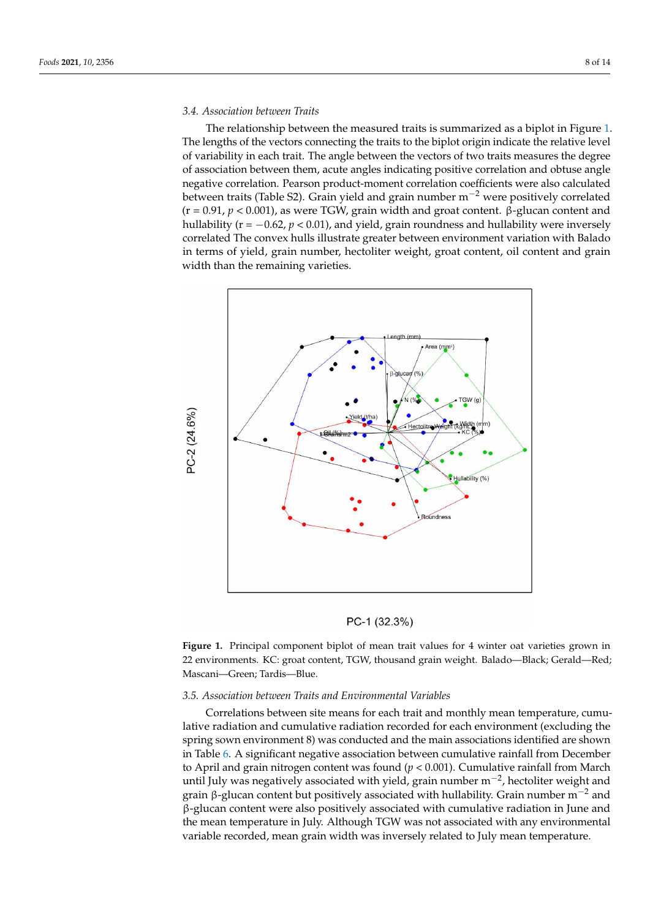### 3.4. Association between Traits

The relationship between the measured traits is summarized as a biplot in Figure 1. The lengths of the vectors connecting the traits to the biplot origin indicate the relative level of variability in each trait. The angle between the vectors of two traits measures the degree of association between them, acute angles indicating positive correlation and obtuse angle negative correlation. Pearson product-moment correlation coefficients were also calculated between traits (Table S2). Grain yield and grain number $m^{-2}$ were positively correlated ($r = 0.91$, $p < 0.001$), as were TGW, grain width and groat content. β-glucan content and hullability ($r = -0.62$, $p < 0.01$), and yield, grain roundness and hullability were inversely correlated The convex hulls illustrate greater between environment variation with Balado in terms of yield, grain number, hectoliter weight, groat content, oil content and grain width than the remaining varieties.

**Figure 1.** Principal component biplot of mean trait values for 4 winter oat varieties grown in 22 environments. KC: groat content, TGW, thousand grain weight. Balado—Black; Gerald—Red; Mascani—Green; Tardis—Blue.

### 3.5. Association between Traits and Environmental Variables

Correlations between site means for each trait and monthly mean temperature, cumulative radiation and cumulative radiation recorded for each environment (excluding the spring sown environment 8) was conducted and the main associations identified are shown in Table 6. A significant negative association between cumulative rainfall from December to April and grain nitrogen content was found ($p < 0.001$). Cumulative rainfall from March until July was negatively associated with yield, grain number $m^{-2}$, hectoliter weight and grain β-glucan content but positively associated with hullability. Grain number $m^{-2}$ and β-glucan content were also positively associated with cumulative radiation in June and the mean temperature in July. Although TGW was not associated with any environmental variable recorded, mean grain width was inversely related to July mean temperature.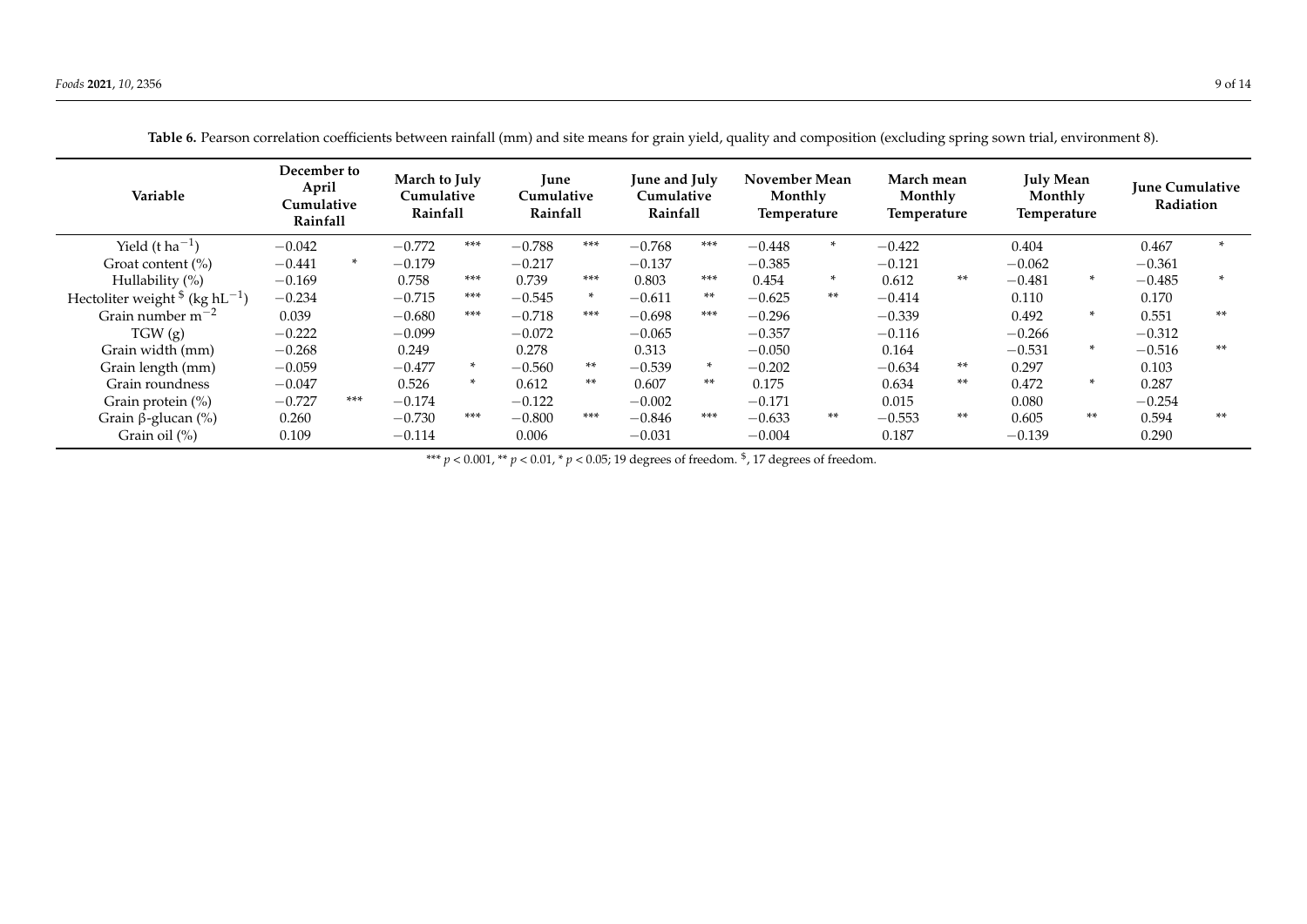**Table 6.** Pearson correlation coefficients between rainfall (mm) and site means for grain yield, quality and composition (excluding spring sown trial, environment 8).

| Variable | December to April Cumulative Rainfall | | March to July Cumulative Rainfall | | June Cumulative Rainfall | | June and July Cumulative Rainfall | | November Mean Monthly Temperature | | March mean Monthly Temperature | | July Mean Monthly Temperature | | June Cumulative Radiation | |
|---|---|---|---|---|---|---|---|---|---|---|---|---|---|---|---|---|
| Yield (t ha$^{-1}$) | −0.042 | | −0.772 | *** | −0.788 | *** | −0.768 | *** | −0.448 | * | −0.422 | | 0.404 | | 0.467 | * |
| Groat content (%) | −0.441 | * | −0.179 | | −0.217 | | −0.137 | | −0.385 | | −0.121 | | −0.062 | | −0.361 | |
| Hullability (%) | −0.169 | | 0.758 | *** | 0.739 | *** | 0.803 | *** | 0.454 | * | 0.612 | ** | −0.481 | * | −0.485 | * |
| Hectoliter weight $ (kg hL$^{-1}$) | −0.234 | | −0.715 | *** | −0.545 | * | −0.611 | ** | −0.625 | ** | −0.414 | | 0.110 | | 0.170 | |
| Grain number m$^{-2}$ | 0.039 | | −0.680 | *** | −0.718 | *** | −0.698 | *** | −0.296 | | −0.339 | | 0.492 | * | 0.551 | ** |
| TGW (g) | −0.222 | | −0.099 | | −0.072 | | −0.065 | | −0.357 | | −0.116 | | −0.266 | | −0.312 | |
| Grain width (mm) | −0.268 | | 0.249 | | 0.278 | | 0.313 | | −0.050 | | 0.164 | | −0.531 | * | −0.516 | ** |
| Grain length (mm) | −0.059 | | −0.477 | * | −0.560 | ** | −0.539 | * | −0.202 | | −0.634 | ** | 0.297 | | 0.103 | |
| Grain roundness | −0.047 | | 0.526 | * | 0.612 | ** | 0.607 | ** | 0.175 | | 0.634 | ** | 0.472 | * | 0.287 | |
| Grain protein (%) | −0.727 | *** | −0.174 | | −0.122 | | −0.002 | | −0.171 | | 0.015 | | 0.080 | | −0.254 | |
| Grain β-glucan (%) | 0.260 | | −0.730 | *** | −0.800 | *** | −0.846 | *** | −0.633 | ** | −0.553 | ** | 0.605 | ** | 0.594 | ** |
| Grain oil (%) | 0.109 | | −0.114 | | 0.006 | | −0.031 | | −0.004 | | 0.187 | | −0.139 | | 0.290 | |

*** $p < 0.001$, ** $p < 0.01$, * $p < 0.05$; 19 degrees of freedom. $, 17 degrees of freedom.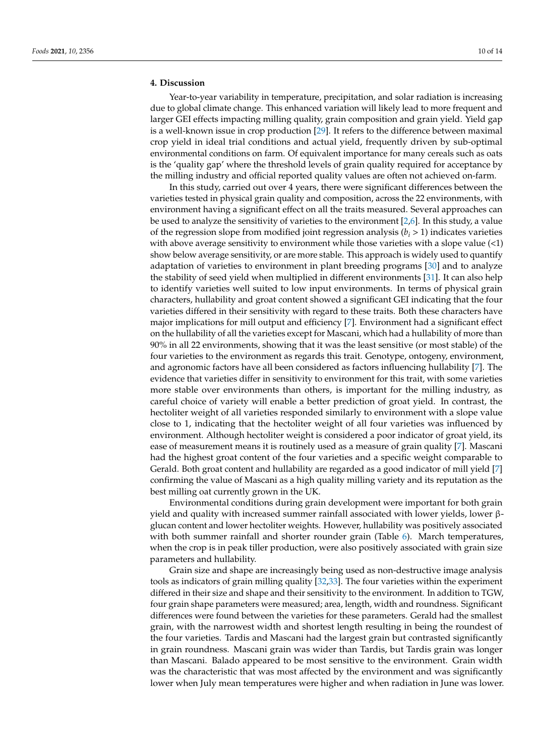## 4. Discussion

Year-to-year variability in temperature, precipitation, and solar radiation is increasing due to global climate change. This enhanced variation will likely lead to more frequent and larger GEI effects impacting milling quality, grain composition and grain yield. Yield gap is a well-known issue in crop production [29]. It refers to the difference between maximal crop yield in ideal trial conditions and actual yield, frequently driven by sub-optimal environmental conditions on farm. Of equivalent importance for many cereals such as oats is the 'quality gap' where the threshold levels of grain quality required for acceptance by the milling industry and official reported quality values are often not achieved on-farm.

In this study, carried out over 4 years, there were significant differences between the varieties tested in physical grain quality and composition, across the 22 environments, with environment having a significant effect on all the traits measured. Several approaches can be used to analyze the sensitivity of varieties to the environment [2,6]. In this study, a value of the regression slope from modified joint regression analysis ($b_i > 1$) indicates varieties with above average sensitivity to environment while those varieties with a slope value (<1) show below average sensitivity, or are more stable. This approach is widely used to quantify adaptation of varieties to environment in plant breeding programs [30] and to analyze the stability of seed yield when multiplied in different environments [31]. It can also help to identify varieties well suited to low input environments. In terms of physical grain characters, hullability and groat content showed a significant GEI indicating that the four varieties differed in their sensitivity with regard to these traits. Both these characters have major implications for mill output and efficiency [7]. Environment had a significant effect on the hullability of all the varieties except for Mascani, which had a hullability of more than 90% in all 22 environments, showing that it was the least sensitive (or most stable) of the four varieties to the environment as regards this trait. Genotype, ontogeny, environment, and agronomic factors have all been considered as factors influencing hullability [7]. The evidence that varieties differ in sensitivity to environment for this trait, with some varieties more stable over environments than others, is important for the milling industry, as careful choice of variety will enable a better prediction of groat yield. In contrast, the hectoliter weight of all varieties responded similarly to environment with a slope value close to 1, indicating that the hectoliter weight of all four varieties was influenced by environment. Although hectoliter weight is considered a poor indicator of groat yield, its ease of measurement means it is routinely used as a measure of grain quality [7]. Mascani had the highest groat content of the four varieties and a specific weight comparable to Gerald. Both groat content and hullability are regarded as a good indicator of mill yield [7] confirming the value of Mascani as a high quality milling variety and its reputation as the best milling oat currently grown in the UK.

Environmental conditions during grain development were important for both grain yield and quality with increased summer rainfall associated with lower yields, lower β-glucan content and lower hectoliter weights. However, hullability was positively associated with both summer rainfall and shorter rounder grain (Table 6). March temperatures, when the crop is in peak tiller production, were also positively associated with grain size parameters and hullability.

Grain size and shape are increasingly being used as non-destructive image analysis tools as indicators of grain milling quality [32,33]. The four varieties within the experiment differed in their size and shape and their sensitivity to the environment. In addition to TGW, four grain shape parameters were measured; area, length, width and roundness. Significant differences were found between the varieties for these parameters. Gerald had the smallest grain, with the narrowest width and shortest length resulting in being the roundest of the four varieties. Tardis and Mascani had the largest grain but contrasted significantly in grain roundness. Mascani grain was wider than Tardis, but Tardis grain was longer than Mascani. Balado appeared to be most sensitive to the environment. Grain width was the characteristic that was most affected by the environment and was significantly lower when July mean temperatures were higher and when radiation in June was lower.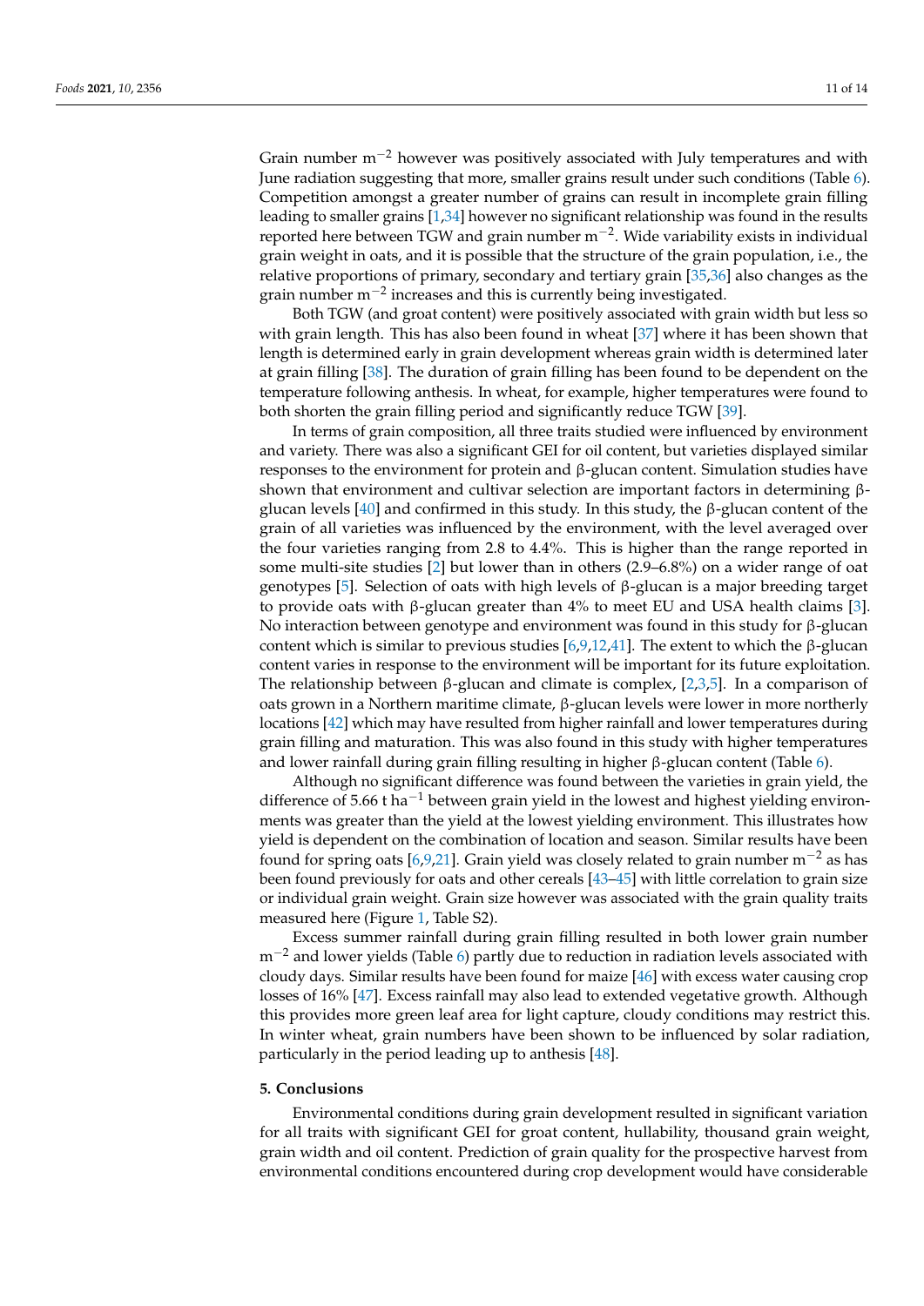Grain number $m^{-2}$ however was positively associated with July temperatures and with June radiation suggesting that more, smaller grains result under such conditions (Table 6). Competition amongst a greater number of grains can result in incomplete grain filling leading to smaller grains [1,34] however no significant relationship was found in the results reported here between TGW and grain number $m^{-2}$. Wide variability exists in individual grain weight in oats, and it is possible that the structure of the grain population, i.e., the relative proportions of primary, secondary and tertiary grain [35,36] also changes as the grain number $m^{-2}$ increases and this is currently being investigated.

Both TGW (and groat content) were positively associated with grain width but less so with grain length. This has also been found in wheat [37] where it has been shown that length is determined early in grain development whereas grain width is determined later at grain filling [38]. The duration of grain filling has been found to be dependent on the temperature following anthesis. In wheat, for example, higher temperatures were found to both shorten the grain filling period and significantly reduce TGW [39].

In terms of grain composition, all three traits studied were influenced by environment and variety. There was also a significant GEI for oil content, but varieties displayed similar responses to the environment for protein and β-glucan content. Simulation studies have shown that environment and cultivar selection are important factors in determining β-glucan levels [40] and confirmed in this study. In this study, the β-glucan content of the grain of all varieties was influenced by the environment, with the level averaged over the four varieties ranging from 2.8 to 4.4%. This is higher than the range reported in some multi-site studies [2] but lower than in others (2.9–6.8%) on a wider range of oat genotypes [5]. Selection of oats with high levels of β-glucan is a major breeding target to provide oats with β-glucan greater than 4% to meet EU and USA health claims [3]. No interaction between genotype and environment was found in this study for β-glucan content which is similar to previous studies [6,9,12,41]. The extent to which the β-glucan content varies in response to the environment will be important for its future exploitation. The relationship between β-glucan and climate is complex, [2,3,5]. In a comparison of oats grown in a Northern maritime climate, β-glucan levels were lower in more northerly locations [42] which may have resulted from higher rainfall and lower temperatures during grain filling and maturation. This was also found in this study with higher temperatures and lower rainfall during grain filling resulting in higher β-glucan content (Table 6).

Although no significant difference was found between the varieties in grain yield, the difference of 5.66 t $ha^{-1}$ between grain yield in the lowest and highest yielding environments was greater than the yield at the lowest yielding environment. This illustrates how yield is dependent on the combination of location and season. Similar results have been found for spring oats [6,9,21]. Grain yield was closely related to grain number $m^{-2}$ as has been found previously for oats and other cereals [43–45] with little correlation to grain size or individual grain weight. Grain size however was associated with the grain quality traits measured here (Figure 1, Table S2).

Excess summer rainfall during grain filling resulted in both lower grain number $m^{-2}$ and lower yields (Table 6) partly due to reduction in radiation levels associated with cloudy days. Similar results have been found for maize [46] with excess water causing crop losses of 16% [47]. Excess rainfall may also lead to extended vegetative growth. Although this provides more green leaf area for light capture, cloudy conditions may restrict this. In winter wheat, grain numbers have been shown to be influenced by solar radiation, particularly in the period leading up to anthesis [48].

## 5. Conclusions

Environmental conditions during grain development resulted in significant variation for all traits with significant GEI for groat content, hullability, thousand grain weight, grain width and oil content. Prediction of grain quality for the prospective harvest from environmental conditions encountered during crop development would have considerable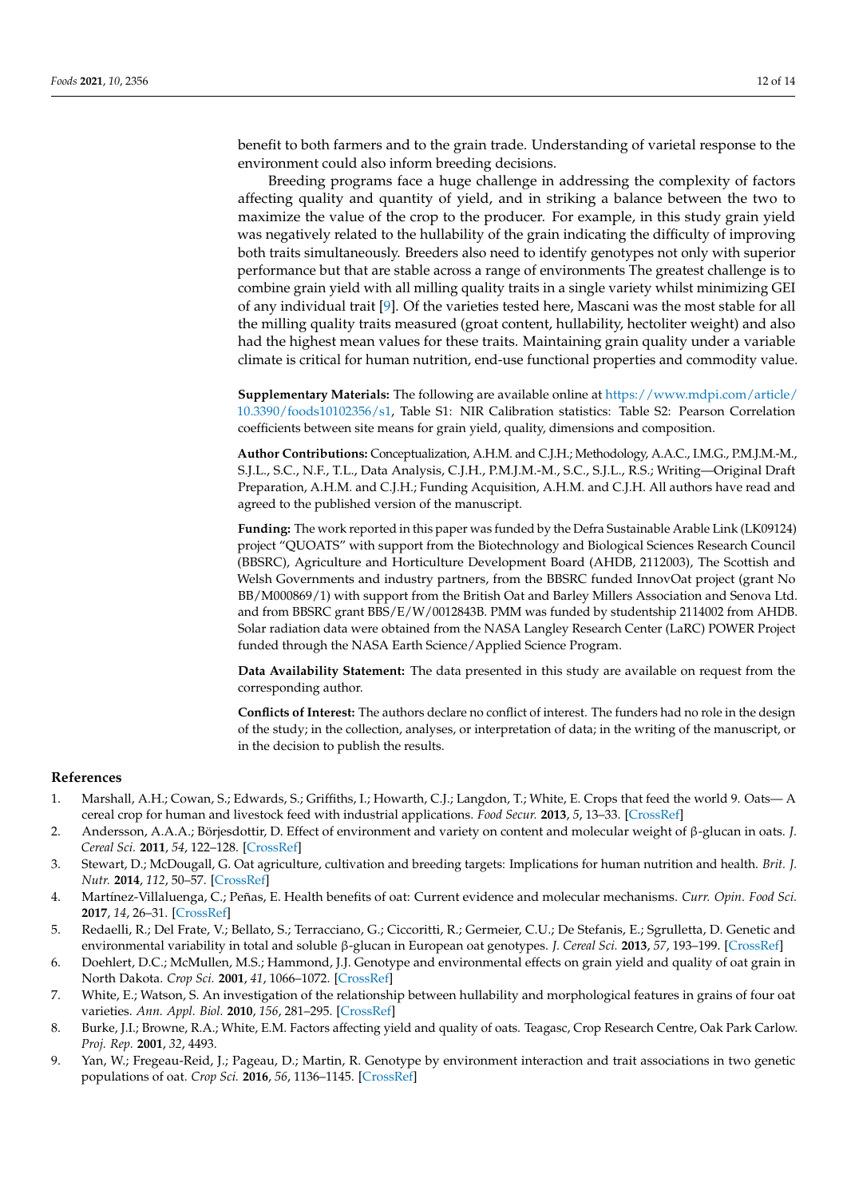benefit to both farmers and to the grain trade. Understanding of varietal response to the environment could also inform breeding decisions.

Breeding programs face a huge challenge in addressing the complexity of factors affecting quality and quantity of yield, and in striking a balance between the two to maximize the value of the crop to the producer. For example, in this study grain yield was negatively related to the hullability of the grain indicating the difficulty of improving both traits simultaneously. Breeders also need to identify genotypes not only with superior performance but that are stable across a range of environments The greatest challenge is to combine grain yield with all milling quality traits in a single variety whilst minimizing GEI of any individual trait [9]. Of the varieties tested here, Mascani was the most stable for all the milling quality traits measured (groat content, hullability, hectoliter weight) and also had the highest mean values for these traits. Maintaining grain quality under a variable climate is critical for human nutrition, end-use functional properties and commodity value.

**Supplementary Materials:** The following are available online at https://www.mdpi.com/article/10.3390/foods10102356/s1, Table S1: NIR Calibration statistics: Table S2: Pearson Correlation coefficients between site means for grain yield, quality, dimensions and composition.

**Author Contributions:** Conceptualization, A.H.M. and C.J.H.; Methodology, A.A.C., I.M.G., P.M.J.M.-M., S.J.L., S.C., N.F., T.L., Data Analysis, C.J.H., P.M.J.M.-M., S.C., S.J.L., R.S.; Writing—Original Draft Preparation, A.H.M. and C.J.H.; Funding Acquisition, A.H.M. and C.J.H. All authors have read and agreed to the published version of the manuscript.

**Funding:** The work reported in this paper was funded by the Defra Sustainable Arable Link (LK09124) project "QUOATS" with support from the Biotechnology and Biological Sciences Research Council (BBSRC), Agriculture and Horticulture Development Board (AHDB, 2112003), The Scottish and Welsh Governments and industry partners, from the BBSRC funded InnovOat project (grant No BB/M000869/1) with support from the British Oat and Barley Millers Association and Senova Ltd. and from BBSRC grant BBS/E/W/0012843B. PMM was funded by studentship 2114002 from AHDB. Solar radiation data were obtained from the NASA Langley Research Center (LaRC) POWER Project funded through the NASA Earth Science/Applied Science Program.

**Data Availability Statement:** The data presented in this study are available on request from the corresponding author.

**Conflicts of Interest:** The authors declare no conflict of interest. The funders had no role in the design of the study; in the collection, analyses, or interpretation of data; in the writing of the manuscript, or in the decision to publish the results.

## References

1. Marshall, A.H.; Cowan, S.; Edwards, S.; Griffiths, I.; Howarth, C.J.; Langdon, T.; White, E. Crops that feed the world 9. Oats— A cereal crop for human and livestock feed with industrial applications. *Food Secur.* **2013**, *5*, 13–33. [CrossRef]
2. Andersson, A.A.M.; Börjesdottir, D. Effect of environment and variety on content and molecular weight of β-glucan in oats. *J. Cereal Sci.* **2011**, *54*, 122–128. [CrossRef]
3. Stewart, D.; McDougall, G. Oat agriculture, cultivation and breeding targets: Implications for human nutrition and health. *Brit. J. Nutr.* **2014**, *112*, 50–57. [CrossRef]
4. Martínez-Villaluenga, C.; Peñas, E. Health benefits of oat: Current evidence and molecular mechanisms. *Curr. Opin. Food Sci.* **2017**, *14*, 26–31. [CrossRef]
5. Redaelli, R.; Del Frate, V.; Bellato, S.; Terracciano, G.; Ciccoritti, R.; Germeier, C.U.; De Stefanis, E.; Sgrulletta, D. Genetic and environmental variability in total and soluble β-glucan in European oat genotypes. *J. Cereal Sci.* **2013**, *57*, 193–199. [CrossRef]
6. Doehlert, D.C.; McMullen, M.S.; Hammond, J.J. Genotype and environmental effects on grain yield and quality of oat grain in North Dakota. *Crop Sci.* **2001**, *41*, 1066–1072. [CrossRef]
7. White, E.; Watson, S. An investigation of the relationship between hullability and morphological features in grains of four oat varieties. *Ann. Appl. Biol.* **2010**, *156*, 281–295. [CrossRef]
8. Burke, J.I.; Browne, R.A.; White, E.M. Factors affecting yield and quality of oats. Teagasc, Crop Research Centre, Oak Park Carlow. *Proj. Rep.* **2001**, *32*, 4493.
9. Yan, W.; Fregeau-Reid, J.; Pageau, D.; Martin, R. Genotype by environment interaction and trait associations in two genetic populations of oat. *Crop Sci.* **2016**, *56*, 1136–1145. [CrossRef]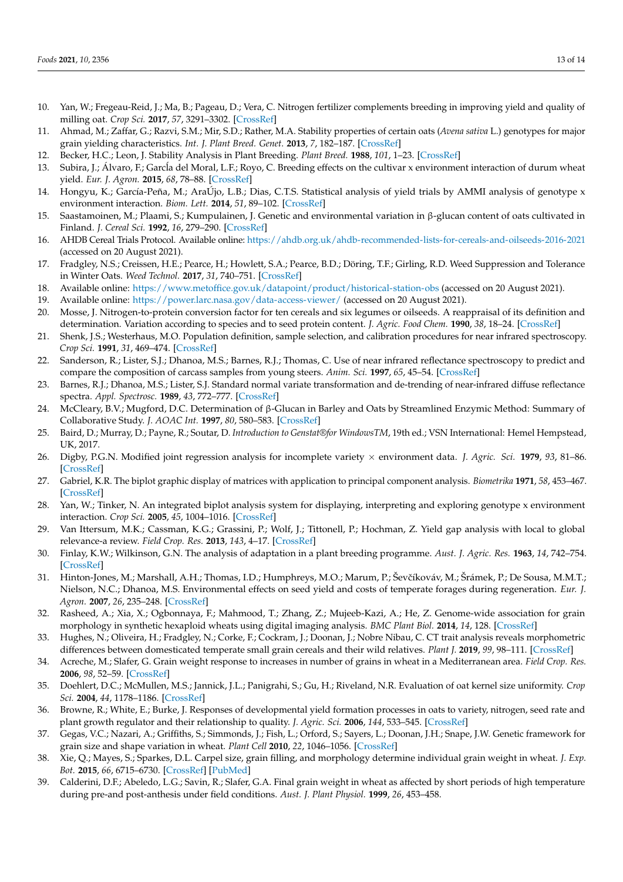10. Yan, W.; Fregeau-Reid, J.; Ma, B.; Pageau, D.; Vera, C. Nitrogen fertilizer complements breeding in improving yield and quality of milling oat. *Crop Sci.* **2017**, *57*, 3291–3302. [CrossRef]
11. Ahmad, M.; Zaffar, G.; Razvi, S.M.; Mir, S.D.; Rather, M.A. Stability properties of certain oats (*Avena sativa* L.) genotypes for major grain yielding characteristics. *Int. J. Plant Breed. Genet.* **2013**, *7*, 182–187. [CrossRef]
12. Becker, H.C.; Leon, J. Stability Analysis in Plant Breeding. *Plant Breed.* **1988**, *101*, 1–23. [CrossRef]
13. Subira, J.; Álvaro, F.; GarcÍa del Moral, L.F.; Royo, C. Breeding effects on the cultivar x environment interaction of durum wheat yield. *Eur. J. Agron.* **2015**, *68*, 78–88. [CrossRef]
14. Hongyu, K.; García-Peña, M.; AraÚjo, L.B.; Dias, C.T.S. Statistical analysis of yield trials by AMMI analysis of genotype x environment interaction. *Biom. Lett.* **2014**, *51*, 89–102. [CrossRef]
15. Saastamoinen, M.; Plaami, S.; Kumpulainen, J. Genetic and environmental variation in β-glucan content of oats cultivated in Finland. *J. Cereal Sci.* **1992**, *16*, 279–290. [CrossRef]
16. AHDB Cereal Trials Protocol. Available online: https://ahdb.org.uk/ahdb-recommended-lists-for-cereals-and-oilseeds-2016-2021 (accessed on 20 August 2021).
17. Fradgley, N.S.; Creissen, H.E.; Pearce, H.; Howlett, S.A.; Pearce, B.D.; Döring, T.F.; Girling, R.D. Weed Suppression and Tolerance in Winter Oats. *Weed Technol.* **2017**, *31*, 740–751. [CrossRef]
18. Available online: https://www.metoffice.gov.uk/datapoint/product/historical-station-obs (accessed on 20 August 2021).
19. Available online: https://power.larc.nasa.gov/data-access-viewer/ (accessed on 20 August 2021).
20. Mosse, J. Nitrogen-to-protein conversion factor for ten cereals and six legumes or oilseeds. A reappraisal of its definition and determination. Variation according to species and to seed protein content. *J. Agric. Food Chem.* **1990**, *38*, 18–24. [CrossRef]
21. Shenk, J.S.; Westerhaus, M.O. Population definition, sample selection, and calibration procedures for near infrared spectroscopy. *Crop Sci.* **1991**, *31*, 469–474. [CrossRef]
22. Sanderson, R.; Lister, S.J.; Dhanoa, M.S.; Barnes, R.J.; Thomas, C. Use of near infrared reflectance spectroscopy to predict and compare the composition of carcass samples from young steers. *Anim. Sci.* **1997**, *65*, 45–54. [CrossRef]
23. Barnes, R.J.; Dhanoa, M.S.; Lister, S.J. Standard normal variate transformation and de-trending of near-infrared diffuse reflectance spectra. *Appl. Spectrosc.* **1989**, *43*, 772–777. [CrossRef]
24. McCleary, B.V.; Mugford, D.C. Determination of β-Glucan in Barley and Oats by Streamlined Enzymic Method: Summary of Collaborative Study. *J. AOAC Int.* **1997**, *80*, 580–583. [CrossRef]
25. Baird, D.; Murray, D.; Payne, R.; Soutar, D. *Introduction to Genstat®for WindowsTM*, 19th ed.; VSN International: Hemel Hempstead, UK, 2017.
26. Digby, P.G.N. Modified joint regression analysis for incomplete variety × environment data. *J. Agric. Sci.* **1979**, *93*, 81–86. [CrossRef]
27. Gabriel, K.R. The biplot graphic display of matrices with application to principal component analysis. *Biometrika* **1971**, *58*, 453–467. [CrossRef]
28. Yan, W.; Tinker, N. An integrated biplot analysis system for displaying, interpreting and exploring genotype x environment interaction. *Crop Sci.* **2005**, *45*, 1004–1016. [CrossRef]
29. Van Ittersum, M.K.; Cassman, K.G.; Grassini, P.; Wolf, J.; Tittonell, P.; Hochman, Z. Yield gap analysis with local to global relevance-a review. *Field Crop. Res.* **2013**, *143*, 4–17. [CrossRef]
30. Finlay, K.W.; Wilkinson, G.N. The analysis of adaptation in a plant breeding programme. *Aust. J. Agric. Res.* **1963**, *14*, 742–754. [CrossRef]
31. Hinton-Jones, M.; Marshall, A.H.; Thomas, I.D.; Humphreys, M.O.; Marum, P.; Ševčíkováv, M.; Šrámek, P.; De Sousa, M.M.T.; Nielson, N.C.; Dhanoa, M.S. Environmental effects on seed yield and costs of temperate forages during regeneration. *Eur. J. Agron.* **2007**, *26*, 235–248. [CrossRef]
32. Rasheed, A.; Xia, X.; Ogbonnaya, F.; Mahmood, T.; Zhang, Z.; Mujeeb-Kazi, A.; He, Z. Genome-wide association for grain morphology in synthetic hexaploid wheats using digital imaging analysis. *BMC Plant Biol.* **2014**, *14*, 128. [CrossRef]
33. Hughes, N.; Oliveira, H.; Fradgley, N.; Corke, F.; Cockram, J.; Doonan, J.; Nobre Nibau, C. CT trait analysis reveals morphometric differences between domesticated temperate small grain cereals and their wild relatives. *Plant J.* **2019**, *99*, 98–111. [CrossRef]
34. Acreche, M.; Slafer, G. Grain weight response to increases in number of grains in wheat in a Mediterranean area. *Field Crop. Res.* **2006**, *98*, 52–59. [CrossRef]
35. Doehlert, D.C.; McMullen, M.S.; Jannick, J.L.; Panigrahi, S.; Gu, H.; Riveland, N.R. Evaluation of oat kernel size uniformity. *Crop Sci.* **2004**, *44*, 1178–1186. [CrossRef]
36. Browne, R.; White, E.; Burke, J. Responses of developmental yield formation processes in oats to variety, nitrogen, seed rate and plant growth regulator and their relationship to quality. *J. Agric. Sci.* **2006**, *144*, 533–545. [CrossRef]
37. Gegas, V.C.; Nazari, A.; Griffiths, S.; Simmonds, J.; Fish, L.; Orford, S.; Sayers, L.; Doonan, J.H.; Snape, J.W. Genetic framework for grain size and shape variation in wheat. *Plant Cell* **2010**, *22*, 1046–1056. [CrossRef]
38. Xie, Q.; Mayes, S.; Sparkes, D.L. Carpel size, grain filling, and morphology determine individual grain weight in wheat. *J. Exp. Bot.* **2015**, *66*, 6715–6730. [CrossRef] [PubMed]
39. Calderini, D.F.; Abeledo, L.G.; Savin, R.; Slafer, G.A. Final grain weight in wheat as affected by short periods of high temperature during pre-and post-anthesis under field conditions. *Aust. J. Plant Physiol.* **1999**, *26*, 453–458.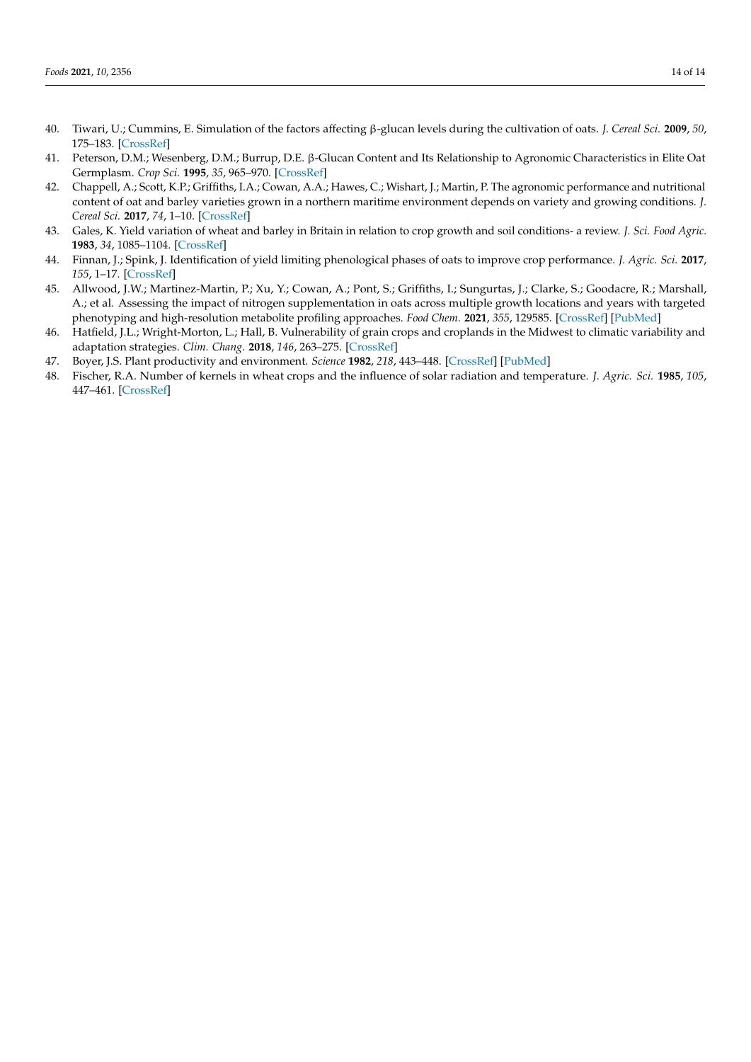40. Tiwari, U.; Cummins, E. Simulation of the factors affecting β-glucan levels during the cultivation of oats. *J. Cereal Sci.* **2009**, *50*, 175–183. [CrossRef]
41. Peterson, D.M.; Wesenberg, D.M.; Burrup, D.E. β-Glucan Content and Its Relationship to Agronomic Characteristics in Elite Oat Germplasm. *Crop Sci.* **1995**, *35*, 965–970. [CrossRef]
42. Chappell, A.; Scott, K.P.; Griffiths, I.A.; Cowan, A.A.; Hawes, C.; Wishart, J.; Martin, P. The agronomic performance and nutritional content of oat and barley varieties grown in a northern maritime environment depends on variety and growing conditions. *J. Cereal Sci.* **2017**, *74*, 1–10. [CrossRef]
43. Gales, K. Yield variation of wheat and barley in Britain in relation to crop growth and soil conditions- a review. *J. Sci. Food Agric.* **1983**, *34*, 1085–1104. [CrossRef]
44. Finnan, J.; Spink, J. Identification of yield limiting phenological phases of oats to improve crop performance. *J. Agric. Sci.* **2017**, *155*, 1–17. [CrossRef]
45. Allwood, J.W.; Martinez-Martin, P.; Xu, Y.; Cowan, A.; Pont, S.; Griffiths, I.; Sungurtas, J.; Clarke, S.; Goodacre, R.; Marshall, A.; et al. Assessing the impact of nitrogen supplementation in oats across multiple growth locations and years with targeted phenotyping and high-resolution metabolite profiling approaches. *Food Chem.* **2021**, *355*, 129585. [CrossRef] [PubMed]
46. Hatfield, J.L.; Wright-Morton, L.; Hall, B. Vulnerability of grain crops and croplands in the Midwest to climatic variability and adaptation strategies. *Clim. Chang.* **2018**, *146*, 263–275. [CrossRef]
47. Boyer, J.S. Plant productivity and environment. *Science* **1982**, *218*, 443–448. [CrossRef] [PubMed]
48. Fischer, R.A. Number of kernels in wheat crops and the influence of solar radiation and temperature. *J. Agric. Sci.* **1985**, *105*, 447–461. [CrossRef]